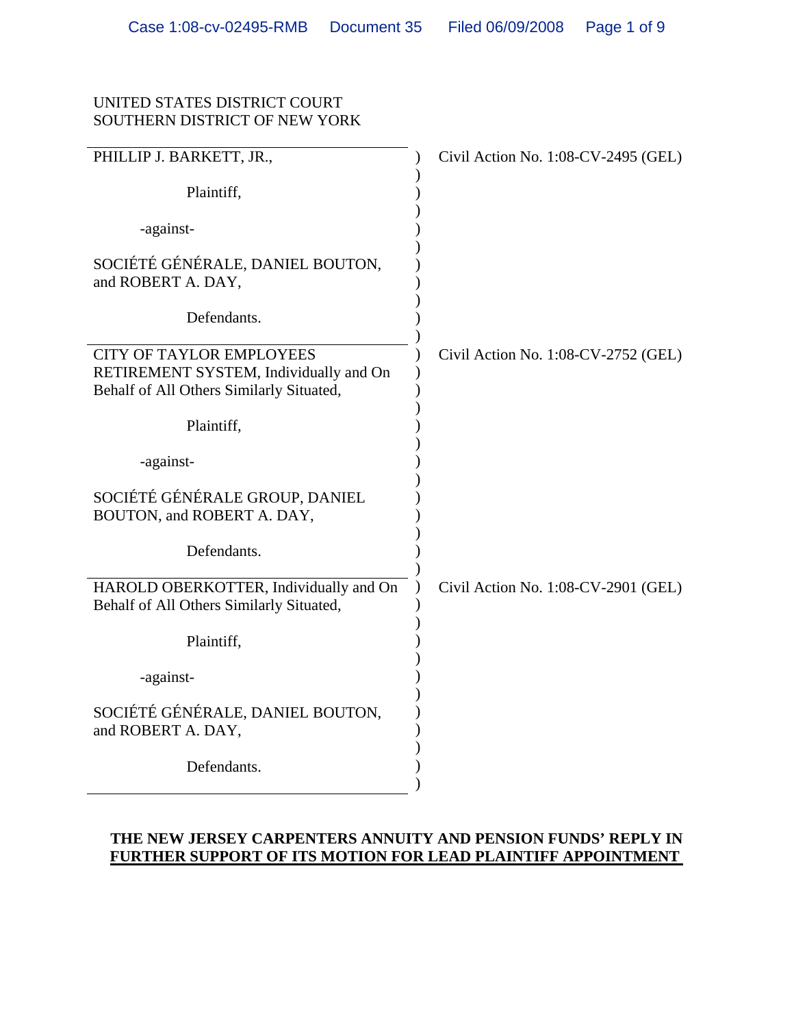UNITED STATES DISTRICT COURT
SOUTHERN DISTRICT OF NEW YORK

| | |
|---|---|
| PHILLIP J. BARKETT, JR.,<br><br>Plaintiff,<br><br>-against-<br><br>SOCIÉTÉ GÉNÉRALE, DANIEL BOUTON, and ROBERT A. DAY,<br><br>Defendants. | Civil Action No. 1:08-CV-2495 (GEL) |
| CITY OF TAYLOR EMPLOYEES RETIREMENT SYSTEM, Individually and On Behalf of All Others Similarly Situated,<br><br>Plaintiff,<br><br>-against-<br><br>SOCIÉTÉ GÉNÉRALE GROUP, DANIEL BOUTON, and ROBERT A. DAY,<br><br>Defendants. | Civil Action No. 1:08-CV-2752 (GEL) |
| HAROLD OBERKOTTER, Individually and On Behalf of All Others Similarly Situated,<br><br>Plaintiff,<br><br>-against-<br><br>SOCIÉTÉ GÉNÉRALE, DANIEL BOUTON, and ROBERT A. DAY,<br><br>Defendants. | Civil Action No. 1:08-CV-2901 (GEL) |

**THE NEW JERSEY CARPENTERS ANNUITY AND PENSION FUNDS' REPLY IN FURTHER SUPPORT OF ITS MOTION FOR LEAD PLAINTIFF APPOINTMENT**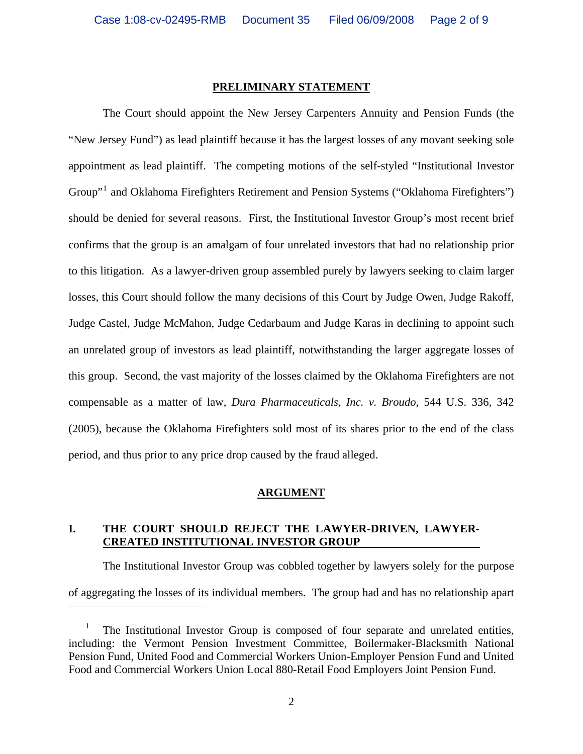## PRELIMINARY STATEMENT

The Court should appoint the New Jersey Carpenters Annuity and Pension Funds (the "New Jersey Fund") as lead plaintiff because it has the largest losses of any movant seeking sole appointment as lead plaintiff. The competing motions of the self-styled "Institutional Investor Group"[1] and Oklahoma Firefighters Retirement and Pension Systems ("Oklahoma Firefighters") should be denied for several reasons. First, the Institutional Investor Group's most recent brief confirms that the group is an amalgam of four unrelated investors that had no relationship prior to this litigation. As a lawyer-driven group assembled purely by lawyers seeking to claim larger losses, this Court should follow the many decisions of this Court by Judge Owen, Judge Rakoff, Judge Castel, Judge McMahon, Judge Cedarbaum and Judge Karas in declining to appoint such an unrelated group of investors as lead plaintiff, notwithstanding the larger aggregate losses of this group. Second, the vast majority of the losses claimed by the Oklahoma Firefighters are not compensable as a matter of law, *Dura Pharmaceuticals, Inc. v. Broudo*, 544 U.S. 336, 342 (2005), because the Oklahoma Firefighters sold most of its shares prior to the end of the class period, and thus prior to any price drop caused by the fraud alleged.

## ARGUMENT

### I. THE COURT SHOULD REJECT THE LAWYER-DRIVEN, LAWYER-CREATED INSTITUTIONAL INVESTOR GROUP

The Institutional Investor Group was cobbled together by lawyers solely for the purpose of aggregating the losses of its individual members. The group had and has no relationship apart

---

[1] The Institutional Investor Group is composed of four separate and unrelated entities, including: the Vermont Pension Investment Committee, Boilermaker-Blacksmith National Pension Fund, United Food and Commercial Workers Union-Employer Pension Fund and United Food and Commercial Workers Union Local 880-Retail Food Employers Joint Pension Fund.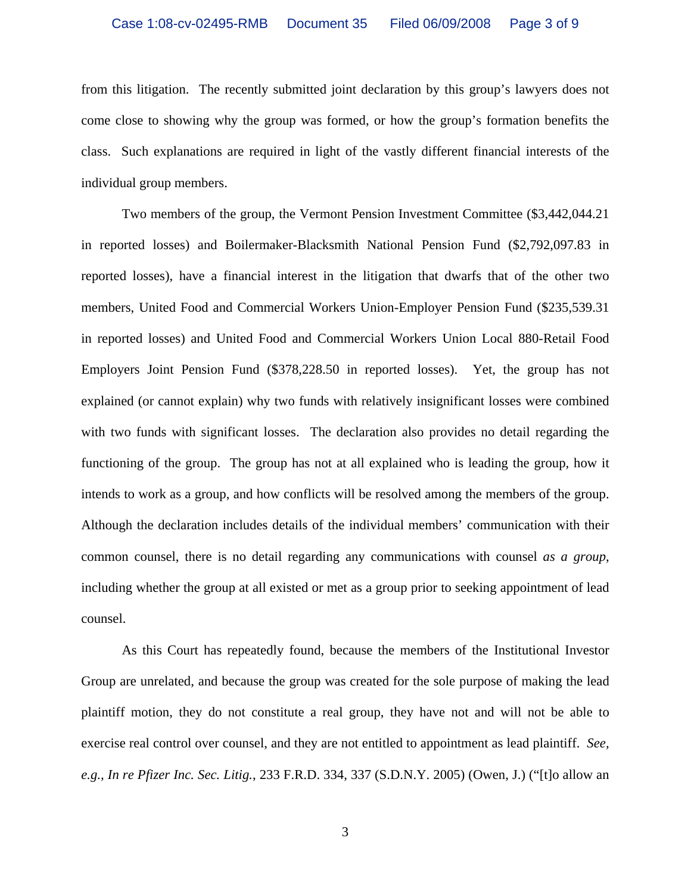from this litigation. The recently submitted joint declaration by this group's lawyers does not come close to showing why the group was formed, or how the group's formation benefits the class. Such explanations are required in light of the vastly different financial interests of the individual group members.

Two members of the group, the Vermont Pension Investment Committee ($3,442,044.21 in reported losses) and Boilermaker-Blacksmith National Pension Fund ($2,792,097.83 in reported losses), have a financial interest in the litigation that dwarfs that of the other two members, United Food and Commercial Workers Union-Employer Pension Fund ($235,539.31 in reported losses) and United Food and Commercial Workers Union Local 880-Retail Food Employers Joint Pension Fund ($378,228.50 in reported losses). Yet, the group has not explained (or cannot explain) why two funds with relatively insignificant losses were combined with two funds with significant losses. The declaration also provides no detail regarding the functioning of the group. The group has not at all explained who is leading the group, how it intends to work as a group, and how conflicts will be resolved among the members of the group. Although the declaration includes details of the individual members' communication with their common counsel, there is no detail regarding any communications with counsel *as a group*, including whether the group at all existed or met as a group prior to seeking appointment of lead counsel.

As this Court has repeatedly found, because the members of the Institutional Investor Group are unrelated, and because the group was created for the sole purpose of making the lead plaintiff motion, they do not constitute a real group, they have not and will not be able to exercise real control over counsel, and they are not entitled to appointment as lead plaintiff. *See, e.g., In re Pfizer Inc. Sec. Litig.*, 233 F.R.D. 334, 337 (S.D.N.Y. 2005) (Owen, J.) ("[t]o allow an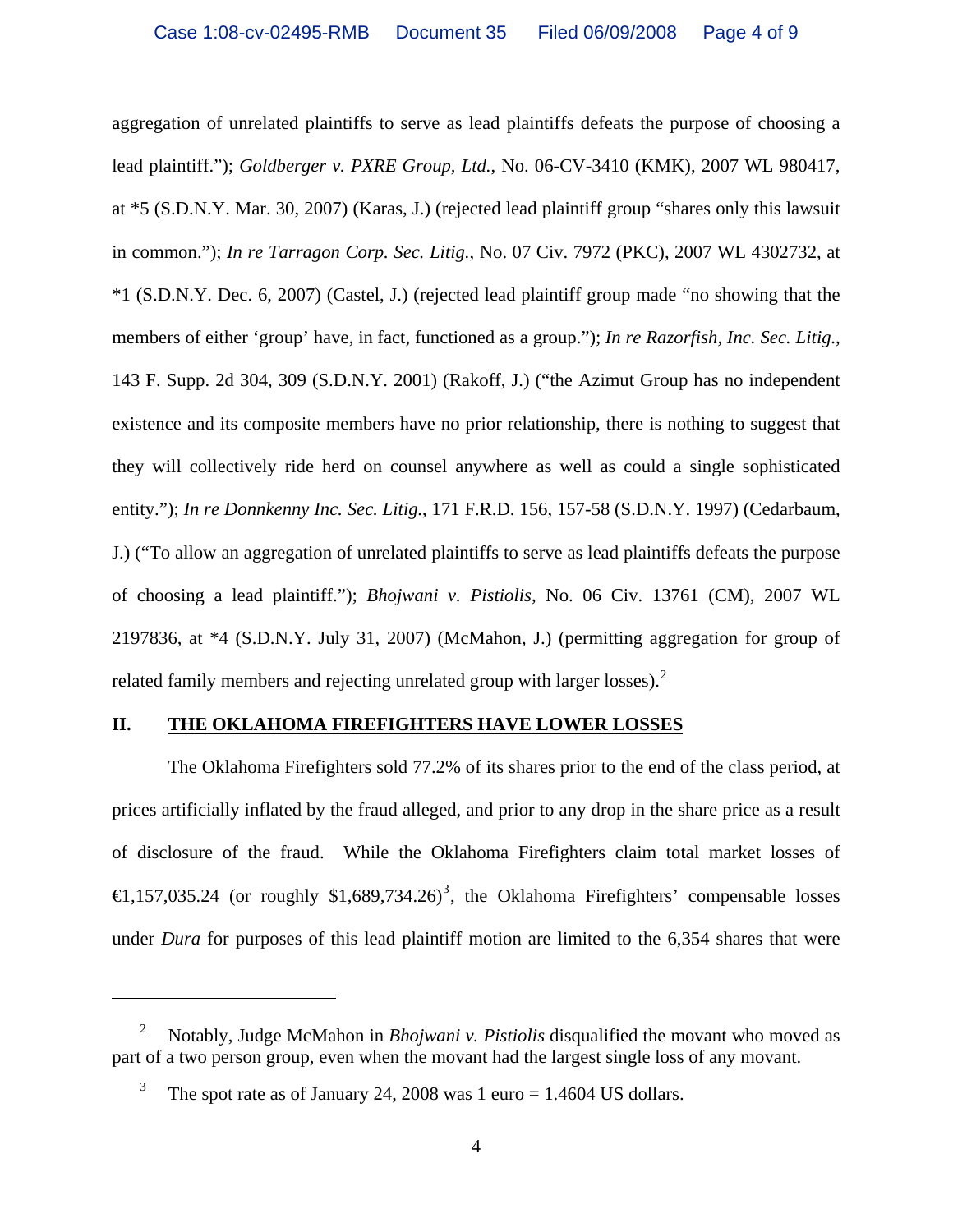aggregation of unrelated plaintiffs to serve as lead plaintiffs defeats the purpose of choosing a lead plaintiff."); *Goldberger v. PXRE Group, Ltd.*, No. 06-CV-3410 (KMK), 2007 WL 980417, at *5 (S.D.N.Y. Mar. 30, 2007) (Karas, J.) (rejected lead plaintiff group "shares only this lawsuit in common."); *In re Tarragon Corp. Sec. Litig.*, No. 07 Civ. 7972 (PKC), 2007 WL 4302732, at *1 (S.D.N.Y. Dec. 6, 2007) (Castel, J.) (rejected lead plaintiff group made "no showing that the members of either 'group' have, in fact, functioned as a group."); *In re Razorfish, Inc. Sec. Litig.*, 143 F. Supp. 2d 304, 309 (S.D.N.Y. 2001) (Rakoff, J.) ("the Azimut Group has no independent existence and its composite members have no prior relationship, there is nothing to suggest that they will collectively ride herd on counsel anywhere as well as could a single sophisticated entity."); *In re Donnkenny Inc. Sec. Litig.*, 171 F.R.D. 156, 157-58 (S.D.N.Y. 1997) (Cedarbaum, J.) ("To allow an aggregation of unrelated plaintiffs to serve as lead plaintiffs defeats the purpose of choosing a lead plaintiff."); *Bhojwani v. Pistiolis*, No. 06 Civ. 13761 (CM), 2007 WL 2197836, at *4 (S.D.N.Y. July 31, 2007) (McMahon, J.) (permitting aggregation for group of related family members and rejecting unrelated group with larger losses).[2]

## II. THE OKLAHOMA FIREFIGHTERS HAVE LOWER LOSSES

The Oklahoma Firefighters sold 77.2% of its shares prior to the end of the class period, at prices artificially inflated by the fraud alleged, and prior to any drop in the share price as a result of disclosure of the fraud. While the Oklahoma Firefighters claim total market losses of €1,157,035.24 (or roughly $1,689,734.26)[3], the Oklahoma Firefighters' compensable losses under *Dura* for purposes of this lead plaintiff motion are limited to the 6,354 shares that were

---

[2] Notably, Judge McMahon in *Bhojwani v. Pistiolis* disqualified the movant who moved as part of a two person group, even when the movant had the largest single loss of any movant.

[3] The spot rate as of January 24, 2008 was 1 euro = 1.4604 US dollars.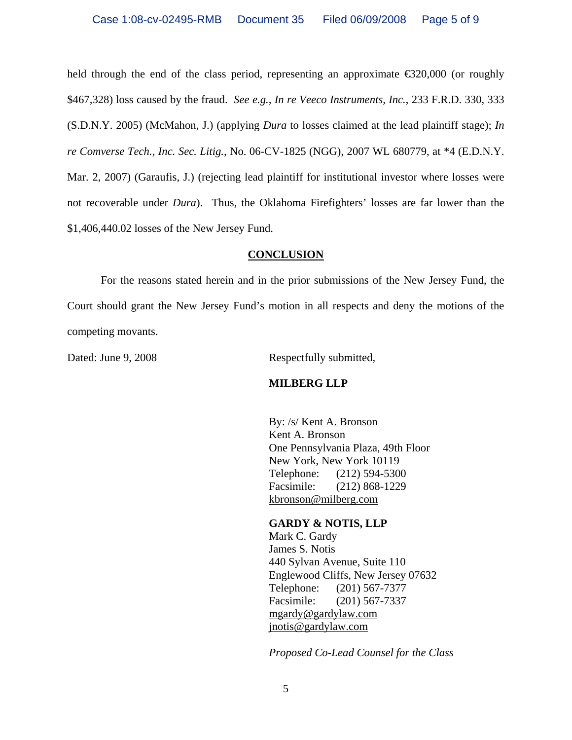held through the end of the class period, representing an approximate €320,000 (or roughly $467,328) loss caused by the fraud. *See e.g., In re Veeco Instruments, Inc.*, 233 F.R.D. 330, 333 (S.D.N.Y. 2005) (McMahon, J.) (applying *Dura* to losses claimed at the lead plaintiff stage); *In re Comverse Tech., Inc. Sec. Litig.*, No. 06-CV-1825 (NGG), 2007 WL 680779, at *4 (E.D.N.Y. Mar. 2, 2007) (Garaufis, J.) (rejecting lead plaintiff for institutional investor where losses were not recoverable under *Dura*). Thus, the Oklahoma Firefighters' losses are far lower than the $1,406,440.02 losses of the New Jersey Fund.

## CONCLUSION

For the reasons stated herein and in the prior submissions of the New Jersey Fund, the Court should grant the New Jersey Fund's motion in all respects and deny the motions of the competing movants.

Dated: June 9, 2008

Respectfully submitted,

**MILBERG LLP**

By: /s/ Kent A. Bronson
Kent A. Bronson
One Pennsylvania Plaza, 49th Floor
New York, New York 10119
Telephone: (212) 594-5300
Facsimile: (212) 868-1229
kbronson@milberg.com

**GARDY & NOTIS, LLP**
Mark C. Gardy
James S. Notis
440 Sylvan Avenue, Suite 110
Englewood Cliffs, New Jersey 07632
Telephone: (201) 567-7377
Facsimile: (201) 567-7337
mgardy@gardylaw.com
jnotis@gardylaw.com

*Proposed Co-Lead Counsel for the Class*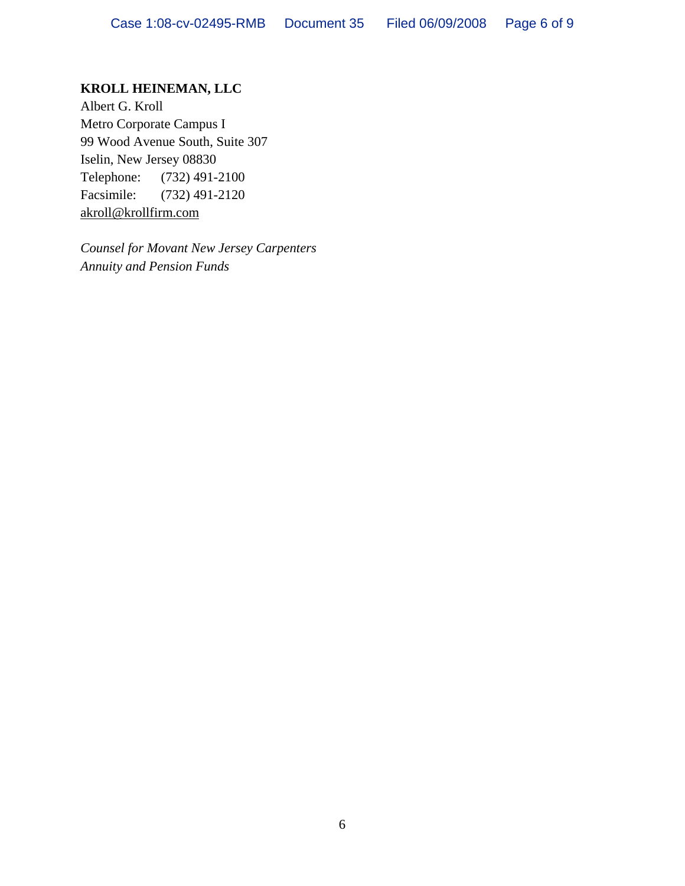**KROLL HEINEMAN, LLC**
Albert G. Kroll
Metro Corporate Campus I
99 Wood Avenue South, Suite 307
Iselin, New Jersey 08830
Telephone: (732) 491-2100
Facsimile: (732) 491-2120
akroll@krollfirm.com

*Counsel for Movant New Jersey Carpenters Annuity and Pension Funds*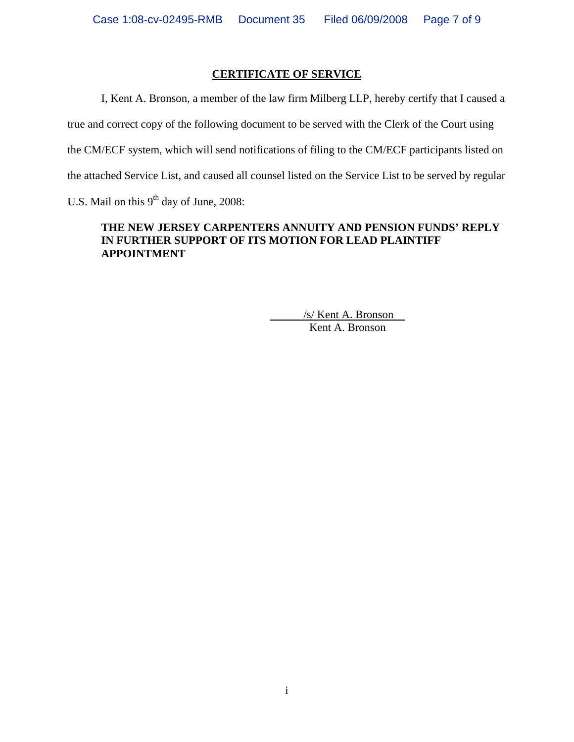## CERTIFICATE OF SERVICE

I, Kent A. Bronson, a member of the law firm Milberg LLP, hereby certify that I caused a true and correct copy of the following document to be served with the Clerk of the Court using the CM/ECF system, which will send notifications of filing to the CM/ECF participants listed on the attached Service List, and caused all counsel listed on the Service List to be served by regular U.S. Mail on this 9th day of June, 2008:

**THE NEW JERSEY CARPENTERS ANNUITY AND PENSION FUNDS' REPLY IN FURTHER SUPPORT OF ITS MOTION FOR LEAD PLAINTIFF APPOINTMENT**

/s/ Kent A. Bronson
Kent A. Bronson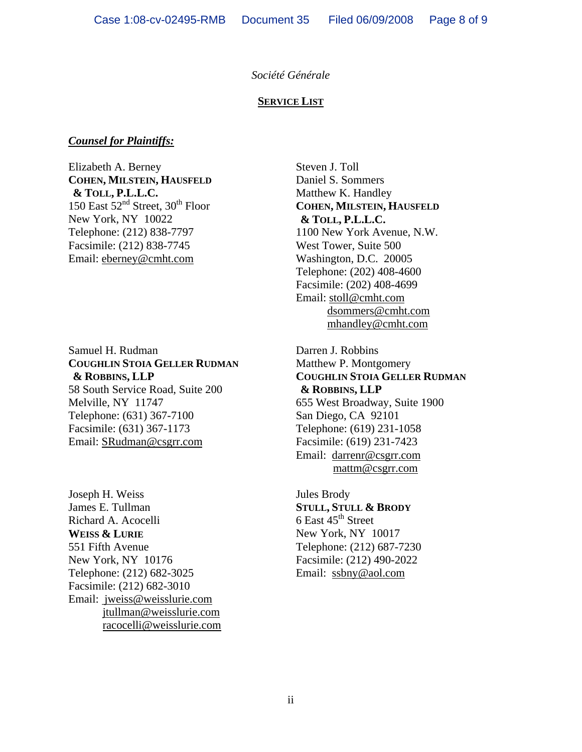*Société Générale*

**SERVICE LIST**

***Counsel for Plaintiffs:***

Elizabeth A. Berney
**COHEN, MILSTEIN, HAUSFELD & TOLL, P.L.L.C.**
150 East 52nd Street, 30th Floor
New York, NY 10022
Telephone: (212) 838-7797
Facsimile: (212) 838-7745
Email: eberney@cmht.com

Steven J. Toll
Daniel S. Sommers
Matthew K. Handley
**COHEN, MILSTEIN, HAUSFELD & TOLL, P.L.L.C.**
1100 New York Avenue, N.W.
West Tower, Suite 500
Washington, D.C. 20005
Telephone: (202) 408-4600
Facsimile: (202) 408-4699
Email: stoll@cmht.com
dsommers@cmht.com
mhandley@cmht.com

Samuel H. Rudman
**COUGHLIN STOIA GELLER RUDMAN & ROBBINS, LLP**
58 South Service Road, Suite 200
Melville, NY 11747
Telephone: (631) 367-7100
Facsimile: (631) 367-1173
Email: SRudman@csgrr.com

Darren J. Robbins
Matthew P. Montgomery
**COUGHLIN STOIA GELLER RUDMAN & ROBBINS, LLP**
655 West Broadway, Suite 1900
San Diego, CA 92101
Telephone: (619) 231-1058
Facsimile: (619) 231-7423
Email: darrenr@csgrr.com
mattm@csgrr.com

Joseph H. Weiss
James E. Tullman
Richard A. Acocelli
**WEISS & LURIE**
551 Fifth Avenue
New York, NY 10176
Telephone: (212) 682-3025
Facsimile: (212) 682-3010
Email: jweiss@weisslurie.com
jtullman@weisslurie.com
racocelli@weisslurie.com

Jules Brody
**STULL, STULL & BRODY**
6 East 45th Street
New York, NY 10017
Telephone: (212) 687-7230
Facsimile: (212) 490-2022
Email: ssbny@aol.com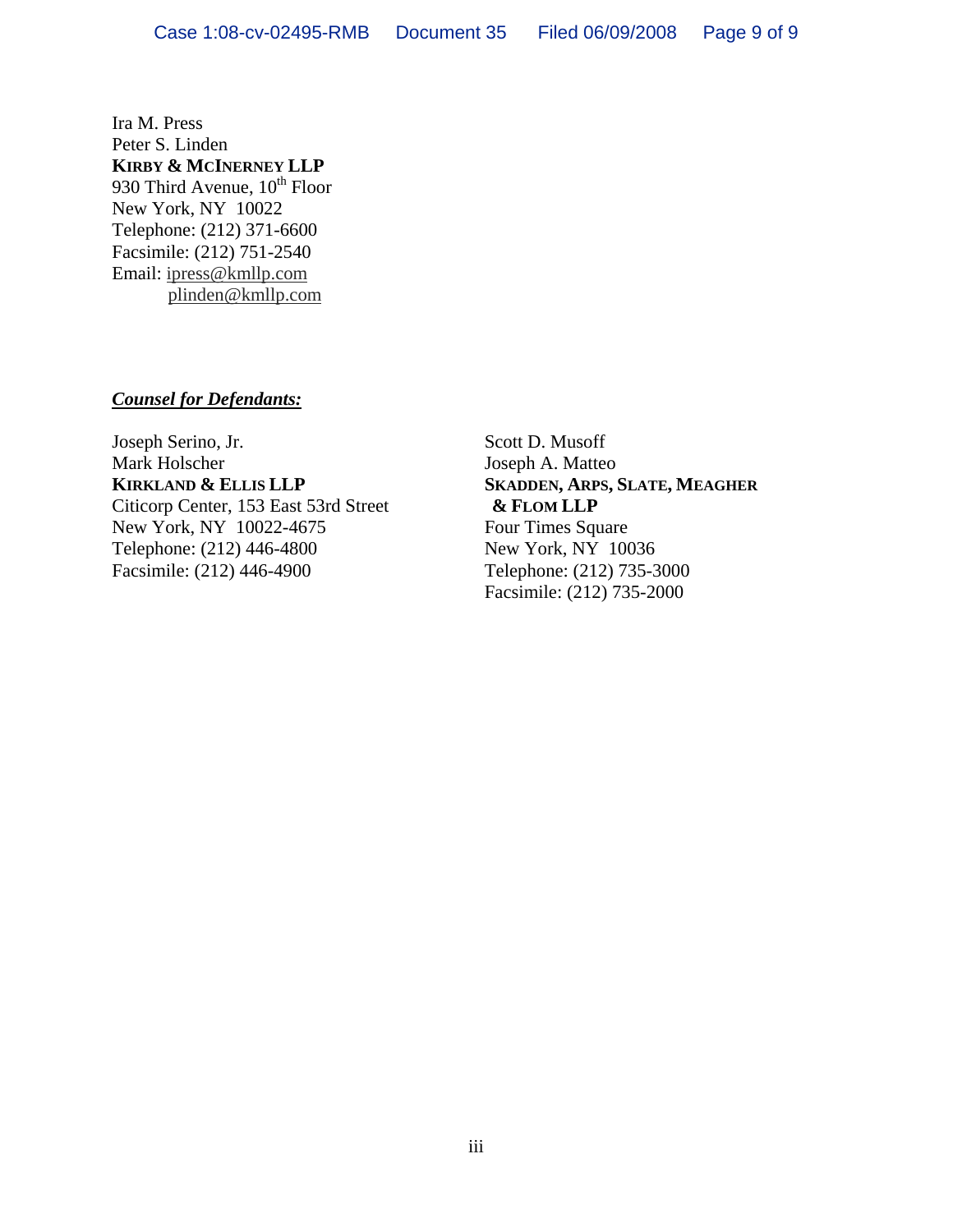Ira M. Press
Peter S. Linden
**KIRBY & MCINERNEY LLP**
930 Third Avenue, 10th Floor
New York, NY 10022
Telephone: (212) 371-6600
Facsimile: (212) 751-2540
Email: ipress@kmllp.com
plinden@kmllp.com

***Counsel for Defendants:***

Joseph Serino, Jr.
Mark Holscher
**KIRKLAND & ELLIS LLP**
Citicorp Center, 153 East 53rd Street
New York, NY 10022-4675
Telephone: (212) 446-4800
Facsimile: (212) 446-4900

Scott D. Musoff
Joseph A. Matteo
**SKADDEN, ARPS, SLATE, MEAGHER & FLOM LLP**
Four Times Square
New York, NY 10036
Telephone: (212) 735-3000
Facsimile: (212) 735-2000